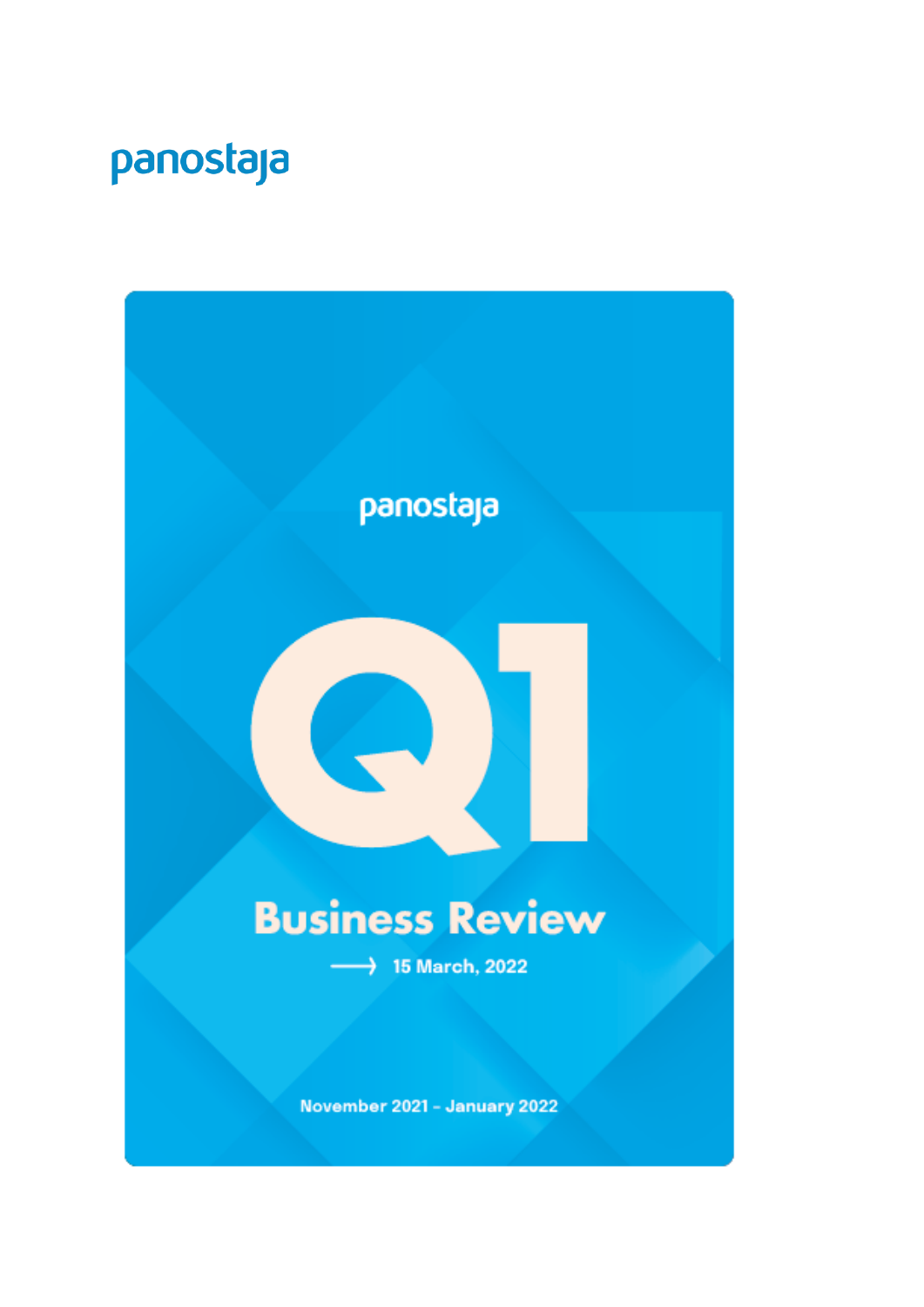panostaja

panostaja

# Q1

## Business Review

⟶ 15 March, 2022

November 2021 – January 2022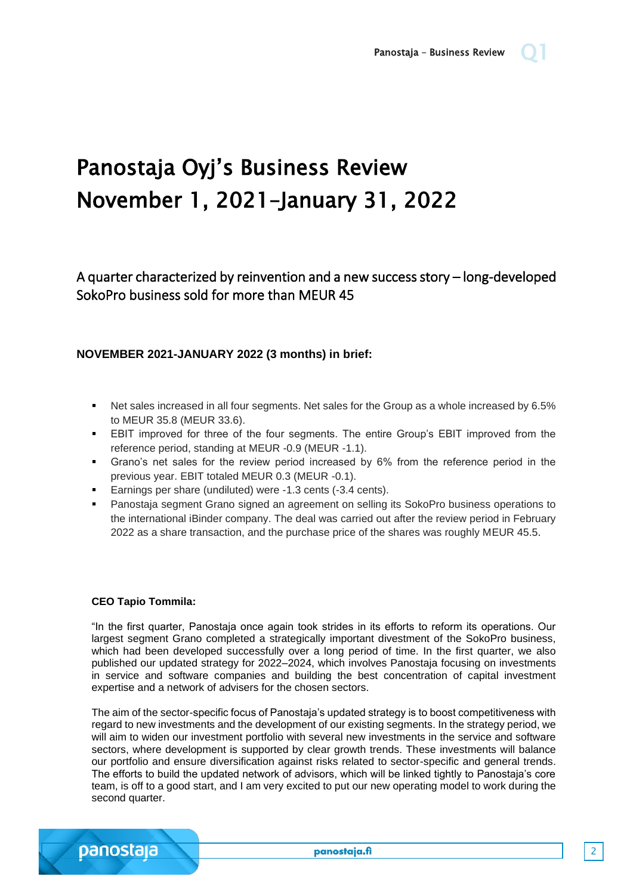# Panostaja Oyj's Business Review November 1, 2021–January 31, 2022

## A quarter characterized by reinvention and a new success story – long-developed SokoPro business sold for more than MEUR 45

### NOVEMBER 2021-JANUARY 2022 (3 months) in brief:

- Net sales increased in all four segments. Net sales for the Group as a whole increased by 6.5% to MEUR 35.8 (MEUR 33.6).
- EBIT improved for three of the four segments. The entire Group's EBIT improved from the reference period, standing at MEUR -0.9 (MEUR -1.1).
- Grano's net sales for the review period increased by 6% from the reference period in the previous year. EBIT totaled MEUR 0.3 (MEUR -0.1).
- Earnings per share (undiluted) were -1.3 cents (-3.4 cents).
- Panostaja segment Grano signed an agreement on selling its SokoPro business operations to the international iBinder company. The deal was carried out after the review period in February 2022 as a share transaction, and the purchase price of the shares was roughly MEUR 45.5.

**CEO Tapio Tommila:**

"In the first quarter, Panostaja once again took strides in its efforts to reform its operations. Our largest segment Grano completed a strategically important divestment of the SokoPro business, which had been developed successfully over a long period of time. In the first quarter, we also published our updated strategy for 2022–2024, which involves Panostaja focusing on investments in service and software companies and building the best concentration of capital investment expertise and a network of advisers for the chosen sectors.

The aim of the sector-specific focus of Panostaja's updated strategy is to boost competitiveness with regard to new investments and the development of our existing segments. In the strategy period, we will aim to widen our investment portfolio with several new investments in the service and software sectors, where development is supported by clear growth trends. These investments will balance our portfolio and ensure diversification against risks related to sector-specific and general trends. The efforts to build the updated network of advisors, which will be linked tightly to Panostaja's core team, is off to a good start, and I am very excited to put our new operating model to work during the second quarter.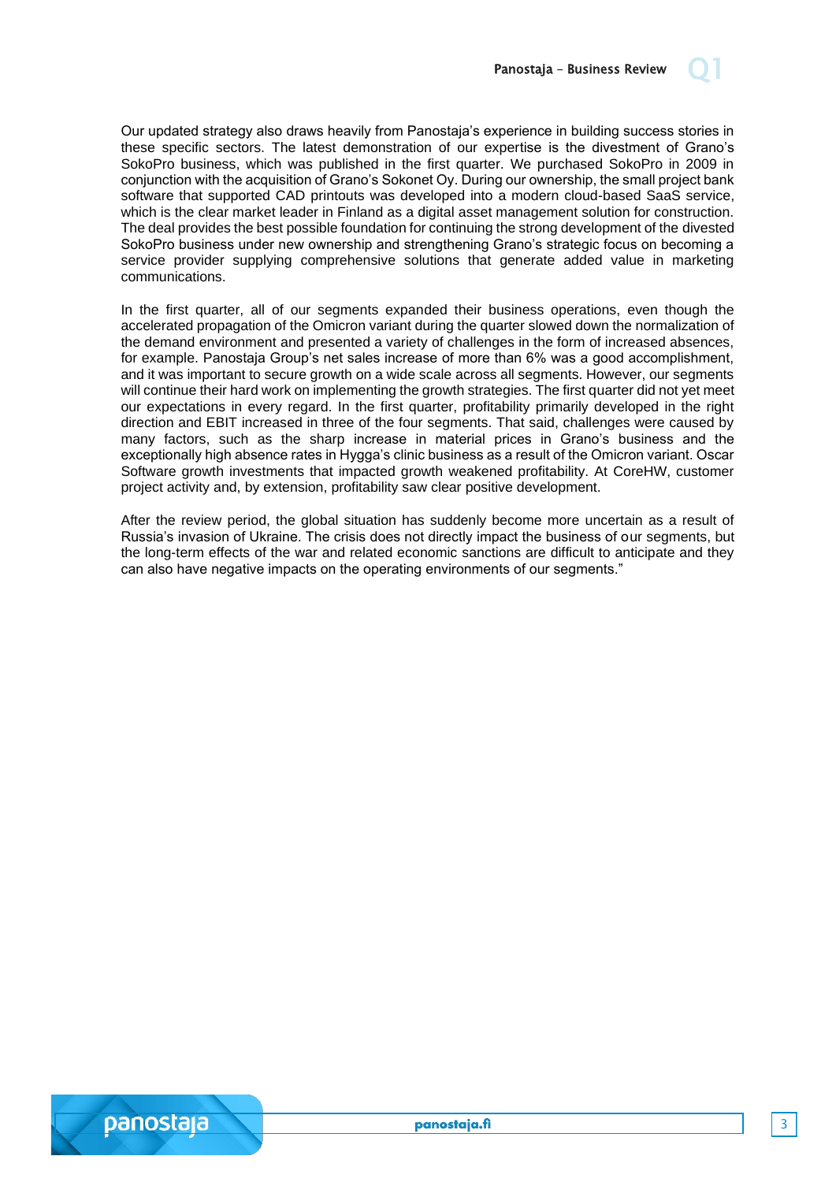Our updated strategy also draws heavily from Panostaja's experience in building success stories in these specific sectors. The latest demonstration of our expertise is the divestment of Grano's SokoPro business, which was published in the first quarter. We purchased SokoPro in 2009 in conjunction with the acquisition of Grano's Sokonet Oy. During our ownership, the small project bank software that supported CAD printouts was developed into a modern cloud-based SaaS service, which is the clear market leader in Finland as a digital asset management solution for construction. The deal provides the best possible foundation for continuing the strong development of the divested SokoPro business under new ownership and strengthening Grano's strategic focus on becoming a service provider supplying comprehensive solutions that generate added value in marketing communications.

In the first quarter, all of our segments expanded their business operations, even though the accelerated propagation of the Omicron variant during the quarter slowed down the normalization of the demand environment and presented a variety of challenges in the form of increased absences, for example. Panostaja Group's net sales increase of more than 6% was a good accomplishment, and it was important to secure growth on a wide scale across all segments. However, our segments will continue their hard work on implementing the growth strategies. The first quarter did not yet meet our expectations in every regard. In the first quarter, profitability primarily developed in the right direction and EBIT increased in three of the four segments. That said, challenges were caused by many factors, such as the sharp increase in material prices in Grano's business and the exceptionally high absence rates in Hygga's clinic business as a result of the Omicron variant. Oscar Software growth investments that impacted growth weakened profitability. At CoreHW, customer project activity and, by extension, profitability saw clear positive development.

After the review period, the global situation has suddenly become more uncertain as a result of Russia's invasion of Ukraine. The crisis does not directly impact the business of our segments, but the long-term effects of the war and related economic sanctions are difficult to anticipate and they can also have negative impacts on the operating environments of our segments."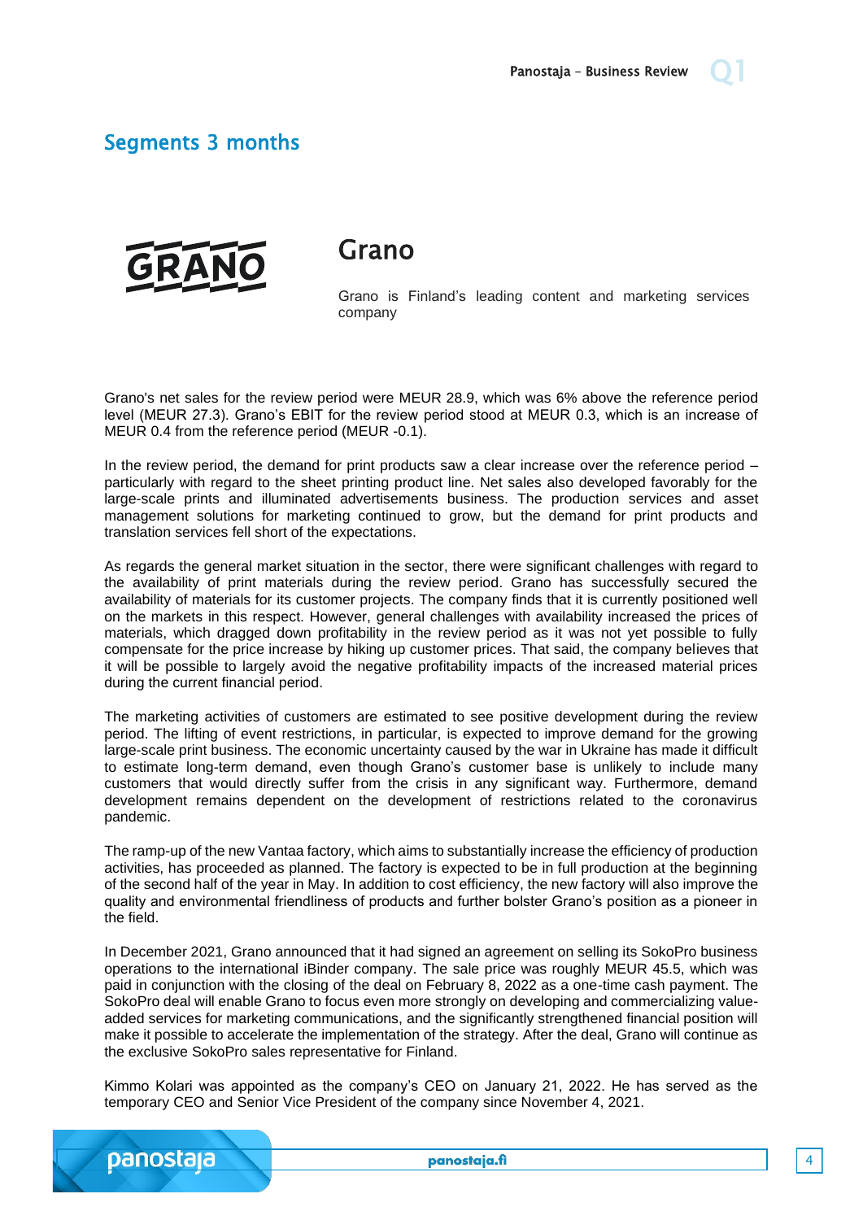## Segments 3 months

## Grano

Grano is Finland's leading content and marketing services company

Grano's net sales for the review period were MEUR 28.9, which was 6% above the reference period level (MEUR 27.3). Grano's EBIT for the review period stood at MEUR 0.3, which is an increase of MEUR 0.4 from the reference period (MEUR -0.1).

In the review period, the demand for print products saw a clear increase over the reference period – particularly with regard to the sheet printing product line. Net sales also developed favorably for the large-scale prints and illuminated advertisements business. The production services and asset management solutions for marketing continued to grow, but the demand for print products and translation services fell short of the expectations.

As regards the general market situation in the sector, there were significant challenges with regard to the availability of print materials during the review period. Grano has successfully secured the availability of materials for its customer projects. The company finds that it is currently positioned well on the markets in this respect. However, general challenges with availability increased the prices of materials, which dragged down profitability in the review period as it was not yet possible to fully compensate for the price increase by hiking up customer prices. That said, the company believes that it will be possible to largely avoid the negative profitability impacts of the increased material prices during the current financial period.

The marketing activities of customers are estimated to see positive development during the review period. The lifting of event restrictions, in particular, is expected to improve demand for the growing large-scale print business. The economic uncertainty caused by the war in Ukraine has made it difficult to estimate long-term demand, even though Grano's customer base is unlikely to include many customers that would directly suffer from the crisis in any significant way. Furthermore, demand development remains dependent on the development of restrictions related to the coronavirus pandemic.

The ramp-up of the new Vantaa factory, which aims to substantially increase the efficiency of production activities, has proceeded as planned. The factory is expected to be in full production at the beginning of the second half of the year in May. In addition to cost efficiency, the new factory will also improve the quality and environmental friendliness of products and further bolster Grano's position as a pioneer in the field.

In December 2021, Grano announced that it had signed an agreement on selling its SokoPro business operations to the international iBinder company. The sale price was roughly MEUR 45.5, which was paid in conjunction with the closing of the deal on February 8, 2022 as a one-time cash payment. The SokoPro deal will enable Grano to focus even more strongly on developing and commercializing value-added services for marketing communications, and the significantly strengthened financial position will make it possible to accelerate the implementation of the strategy. After the deal, Grano will continue as the exclusive SokoPro sales representative for Finland.

Kimmo Kolari was appointed as the company's CEO on January 21, 2022. He has served as the temporary CEO and Senior Vice President of the company since November 4, 2021.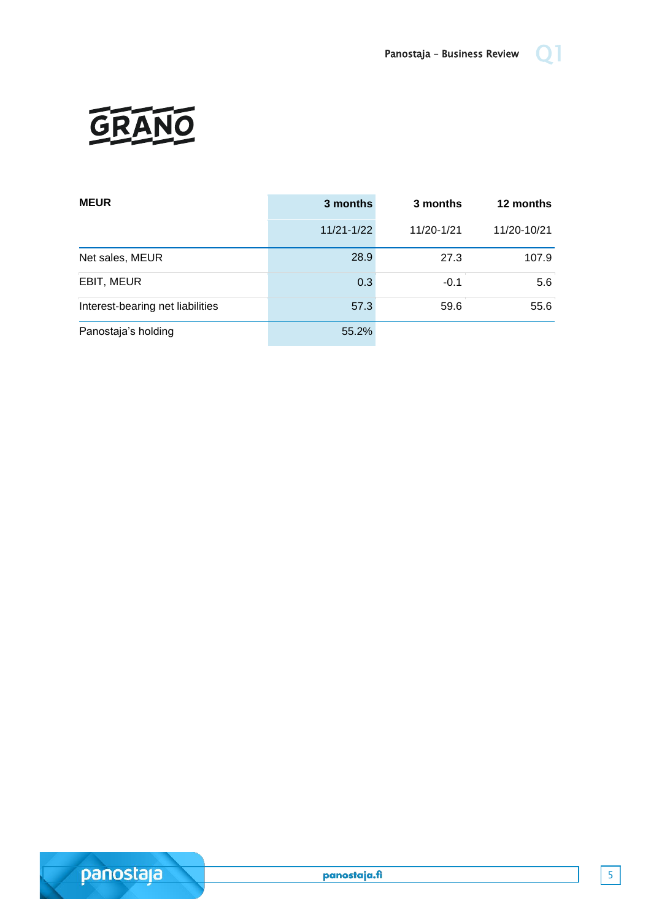# GRANO

| MEUR | 3 months | 3 months | 12 months |
|---|---|---|---|
| | 11/21-1/22 | 11/20-1/21 | 11/20-10/21 |
| Net sales, MEUR | 28.9 | 27.3 | 107.9 |
| EBIT, MEUR | 0.3 | -0.1 | 5.6 |
| Interest-bearing net liabilities | 57.3 | 59.6 | 55.6 |
| Panostaja's holding | 55.2% | | |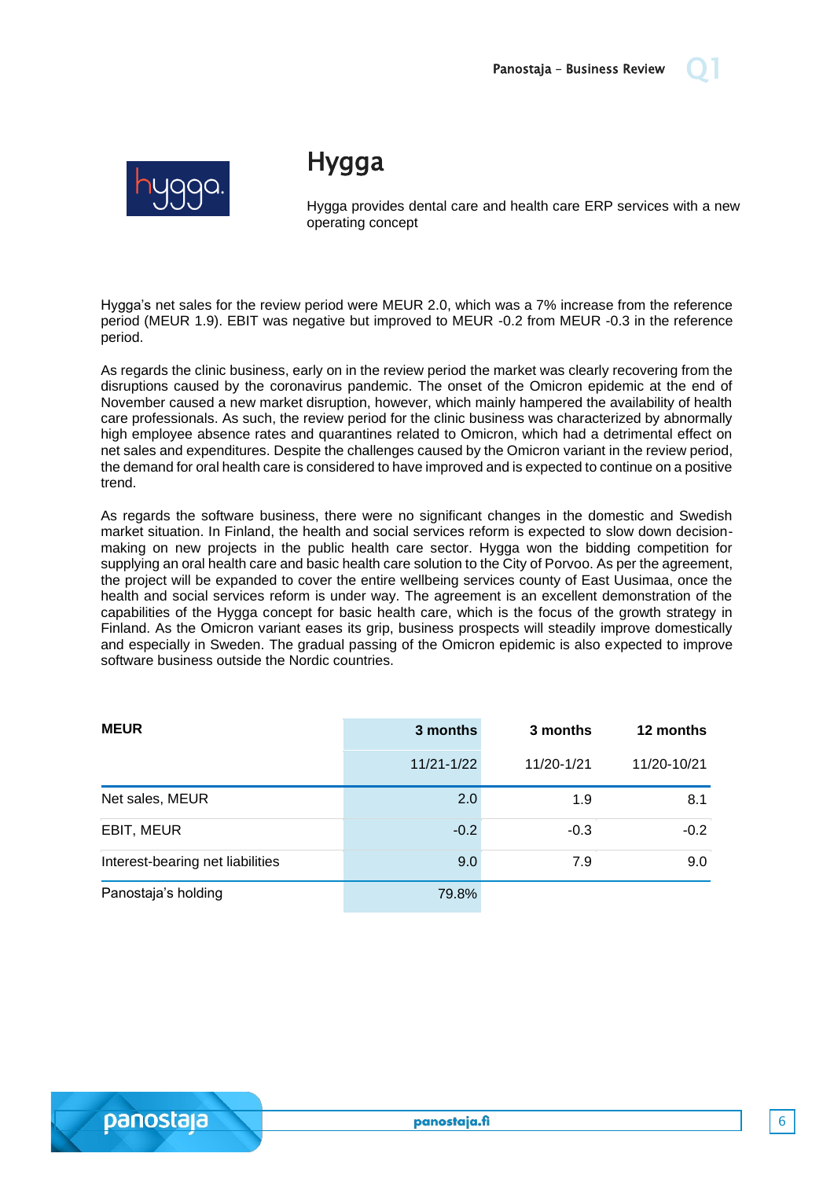# Hygga

Hygga provides dental care and health care ERP services with a new operating concept

Hygga's net sales for the review period were MEUR 2.0, which was a 7% increase from the reference period (MEUR 1.9). EBIT was negative but improved to MEUR -0.2 from MEUR -0.3 in the reference period.

As regards the clinic business, early on in the review period the market was clearly recovering from the disruptions caused by the coronavirus pandemic. The onset of the Omicron epidemic at the end of November caused a new market disruption, however, which mainly hampered the availability of health care professionals. As such, the review period for the clinic business was characterized by abnormally high employee absence rates and quarantines related to Omicron, which had a detrimental effect on net sales and expenditures. Despite the challenges caused by the Omicron variant in the review period, the demand for oral health care is considered to have improved and is expected to continue on a positive trend.

As regards the software business, there were no significant changes in the domestic and Swedish market situation. In Finland, the health and social services reform is expected to slow down decision-making on new projects in the public health care sector. Hygga won the bidding competition for supplying an oral health care and basic health care solution to the City of Porvoo. As per the agreement, the project will be expanded to cover the entire wellbeing services county of East Uusimaa, once the health and social services reform is under way. The agreement is an excellent demonstration of the capabilities of the Hygga concept for basic health care, which is the focus of the growth strategy in Finland. As the Omicron variant eases its grip, business prospects will steadily improve domestically and especially in Sweden. The gradual passing of the Omicron epidemic is also expected to improve software business outside the Nordic countries.

| MEUR | 3 months | 3 months | 12 months |
|---|---|---|---|
| | 11/21-1/22 | 11/20-1/21 | 11/20-10/21 |
| Net sales, MEUR | 2.0 | 1.9 | 8.1 |
| EBIT, MEUR | -0.2 | -0.3 | -0.2 |
| Interest-bearing net liabilities | 9.0 | 7.9 | 9.0 |
| Panostaja's holding | 79.8% | | |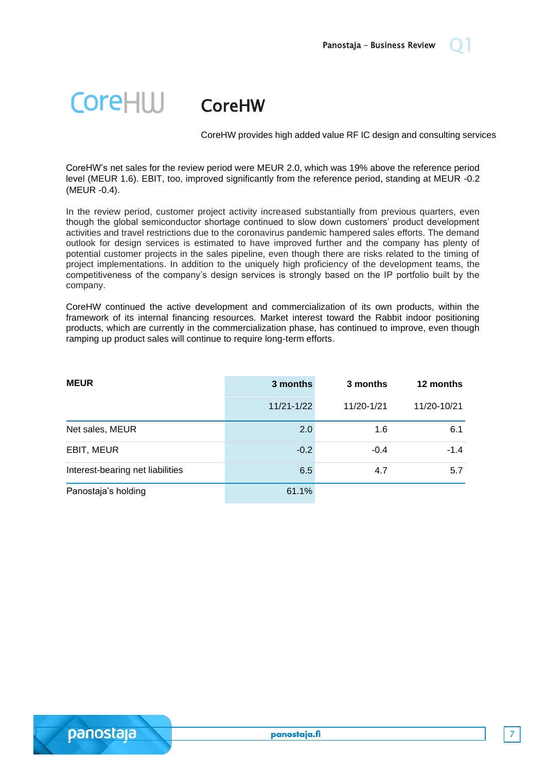# CoreHW

CoreHW provides high added value RF IC design and consulting services

CoreHW's net sales for the review period were MEUR 2.0, which was 19% above the reference period level (MEUR 1.6). EBIT, too, improved significantly from the reference period, standing at MEUR -0.2 (MEUR -0.4).

In the review period, customer project activity increased substantially from previous quarters, even though the global semiconductor shortage continued to slow down customers' product development activities and travel restrictions due to the coronavirus pandemic hampered sales efforts. The demand outlook for design services is estimated to have improved further and the company has plenty of potential customer projects in the sales pipeline, even though there are risks related to the timing of project implementations. In addition to the uniquely high proficiency of the development teams, the competitiveness of the company's design services is strongly based on the IP portfolio built by the company.

CoreHW continued the active development and commercialization of its own products, within the framework of its internal financing resources. Market interest toward the Rabbit indoor positioning products, which are currently in the commercialization phase, has continued to improve, even though ramping up product sales will continue to require long-term efforts.

| MEUR | 3 months | 3 months | 12 months |
|---|---|---|---|
| | 11/21-1/22 | 11/20-1/21 | 11/20-10/21 |
| Net sales, MEUR | 2.0 | 1.6 | 6.1 |
| EBIT, MEUR | -0.2 | -0.4 | -1.4 |
| Interest-bearing net liabilities | 6.5 | 4.7 | 5.7 |
| Panostaja's holding | 61.1% | | |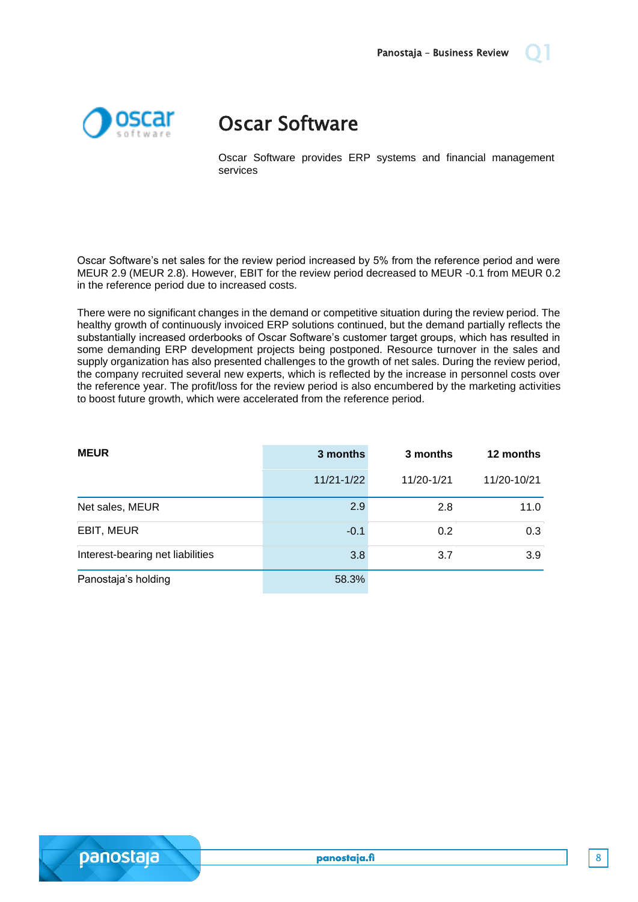# Oscar Software

Oscar Software provides ERP systems and financial management services

Oscar Software's net sales for the review period increased by 5% from the reference period and were MEUR 2.9 (MEUR 2.8). However, EBIT for the review period decreased to MEUR -0.1 from MEUR 0.2 in the reference period due to increased costs.

There were no significant changes in the demand or competitive situation during the review period. The healthy growth of continuously invoiced ERP solutions continued, but the demand partially reflects the substantially increased orderbooks of Oscar Software's customer target groups, which has resulted in some demanding ERP development projects being postponed. Resource turnover in the sales and supply organization has also presented challenges to the growth of net sales. During the review period, the company recruited several new experts, which is reflected by the increase in personnel costs over the reference year. The profit/loss for the review period is also encumbered by the marketing activities to boost future growth, which were accelerated from the reference period.

| MEUR | 3 months | 3 months | 12 months |
|---|---|---|---|
| | 11/21-1/22 | 11/20-1/21 | 11/20-10/21 |
| Net sales, MEUR | 2.9 | 2.8 | 11.0 |
| EBIT, MEUR | -0.1 | 0.2 | 0.3 |
| Interest-bearing net liabilities | 3.8 | 3.7 | 3.9 |
| Panostaja's holding | 58.3% | | |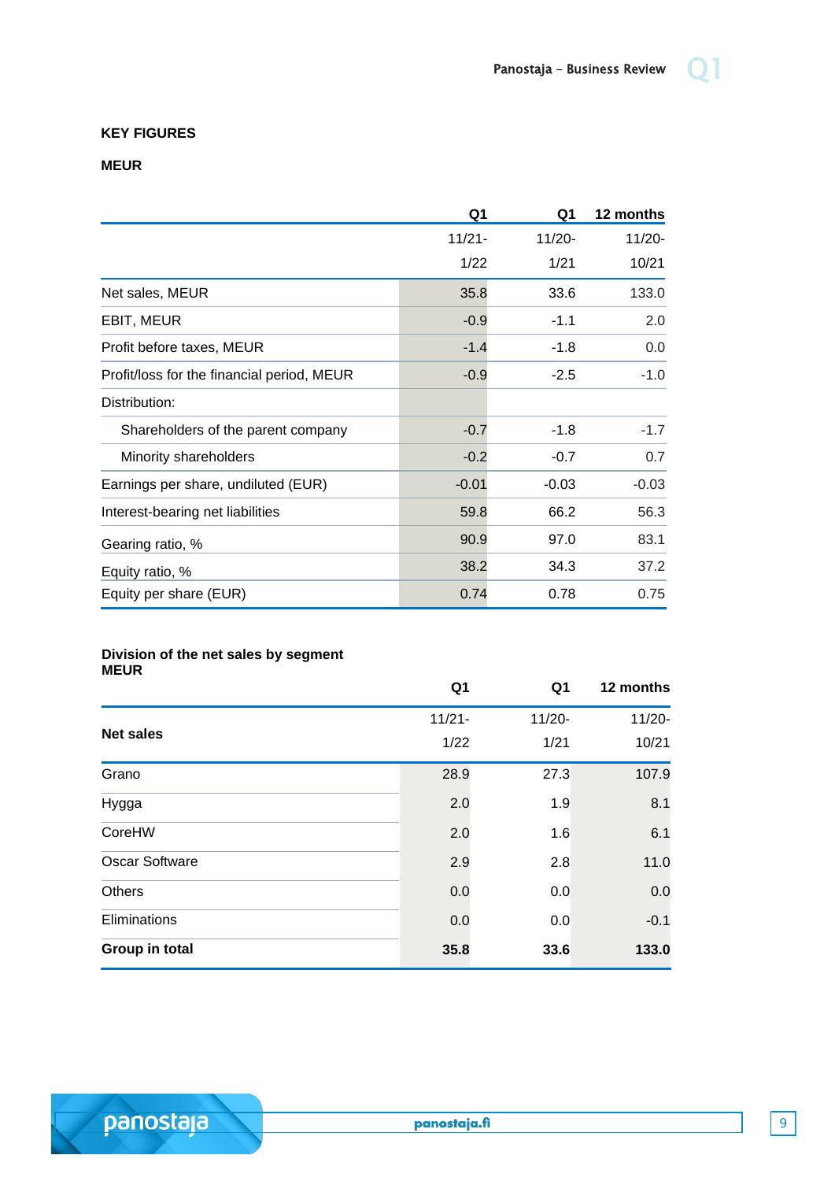**KEY FIGURES**

**MEUR**

| | Q1 | Q1 | 12 months |
|---|---|---|---|
| | 11/21-<br>1/22 | 11/20-<br>1/21 | 11/20-<br>10/21 |
| Net sales, MEUR | 35.8 | 33.6 | 133.0 |
| EBIT, MEUR | -0.9 | -1.1 | 2.0 |
| Profit before taxes, MEUR | -1.4 | -1.8 | 0.0 |
| Profit/loss for the financial period, MEUR | -0.9 | -2.5 | -1.0 |
| Distribution: | | | |
| Shareholders of the parent company | -0.7 | -1.8 | -1.7 |
| Minority shareholders | -0.2 | -0.7 | 0.7 |
| Earnings per share, undiluted (EUR) | -0.01 | -0.03 | -0.03 |
| Interest-bearing net liabilities | 59.8 | 66.2 | 56.3 |
| Gearing ratio, % | 90.9 | 97.0 | 83.1 |
| Equity ratio, % | 38.2 | 34.3 | 37.2 |
| Equity per share (EUR) | 0.74 | 0.78 | 0.75 |

**Division of the net sales by segment**
**MEUR**

| Net sales | Q1<br>11/21-<br>1/22 | Q1<br>11/20-<br>1/21 | 12 months<br>11/20-<br>10/21 |
|---|---|---|---|
| Grano | 28.9 | 27.3 | 107.9 |
| Hygga | 2.0 | 1.9 | 8.1 |
| CoreHW | 2.0 | 1.6 | 6.1 |
| Oscar Software | 2.9 | 2.8 | 11.0 |
| Others | 0.0 | 0.0 | 0.0 |
| Eliminations | 0.0 | 0.0 | -0.1 |
| **Group in total** | **35.8** | **33.6** | **133.0** |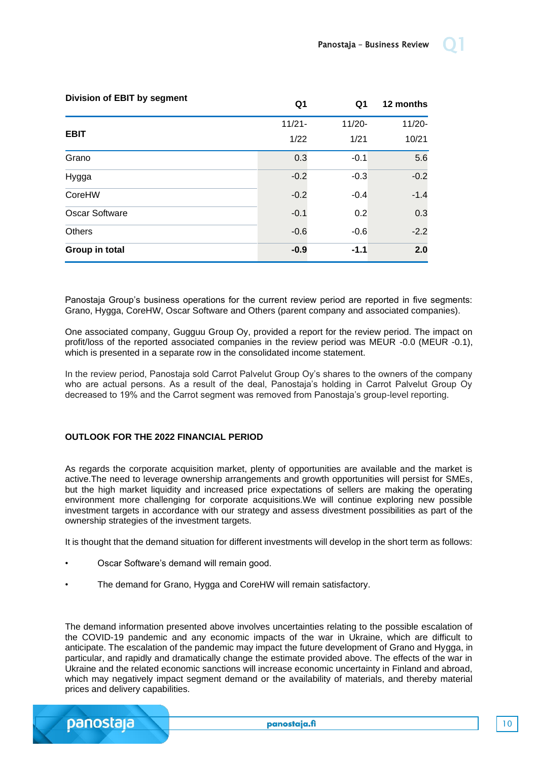| Division of EBIT by segment | Q1 | Q1 | 12 months |
|---|---|---|---|
| **EBIT** | 11/21-1/22 | 11/20-1/21 | 11/20-10/21 |
| Grano | 0.3 | -0.1 | 5.6 |
| Hygga | -0.2 | -0.3 | -0.2 |
| CoreHW | -0.2 | -0.4 | -1.4 |
| Oscar Software | -0.1 | 0.2 | 0.3 |
| Others | -0.6 | -0.6 | -2.2 |
| **Group in total** | **-0.9** | **-1.1** | **2.0** |

Panostaja Group's business operations for the current review period are reported in five segments: Grano, Hygga, CoreHW, Oscar Software and Others (parent company and associated companies).

One associated company, Gugguu Group Oy, provided a report for the review period. The impact on profit/loss of the reported associated companies in the review period was MEUR -0.0 (MEUR -0.1), which is presented in a separate row in the consolidated income statement.

In the review period, Panostaja sold Carrot Palvelut Group Oy's shares to the owners of the company who are actual persons. As a result of the deal, Panostaja's holding in Carrot Palvelut Group Oy decreased to 19% and the Carrot segment was removed from Panostaja's group-level reporting.

## OUTLOOK FOR THE 2022 FINANCIAL PERIOD

As regards the corporate acquisition market, plenty of opportunities are available and the market is active.The need to leverage ownership arrangements and growth opportunities will persist for SMEs, but the high market liquidity and increased price expectations of sellers are making the operating environment more challenging for corporate acquisitions.We will continue exploring new possible investment targets in accordance with our strategy and assess divestment possibilities as part of the ownership strategies of the investment targets.

It is thought that the demand situation for different investments will develop in the short term as follows:

- Oscar Software's demand will remain good.
- The demand for Grano, Hygga and CoreHW will remain satisfactory.

The demand information presented above involves uncertainties relating to the possible escalation of the COVID-19 pandemic and any economic impacts of the war in Ukraine, which are difficult to anticipate. The escalation of the pandemic may impact the future development of Grano and Hygga, in particular, and rapidly and dramatically change the estimate provided above. The effects of the war in Ukraine and the related economic sanctions will increase economic uncertainty in Finland and abroad, which may negatively impact segment demand or the availability of materials, and thereby material prices and delivery capabilities.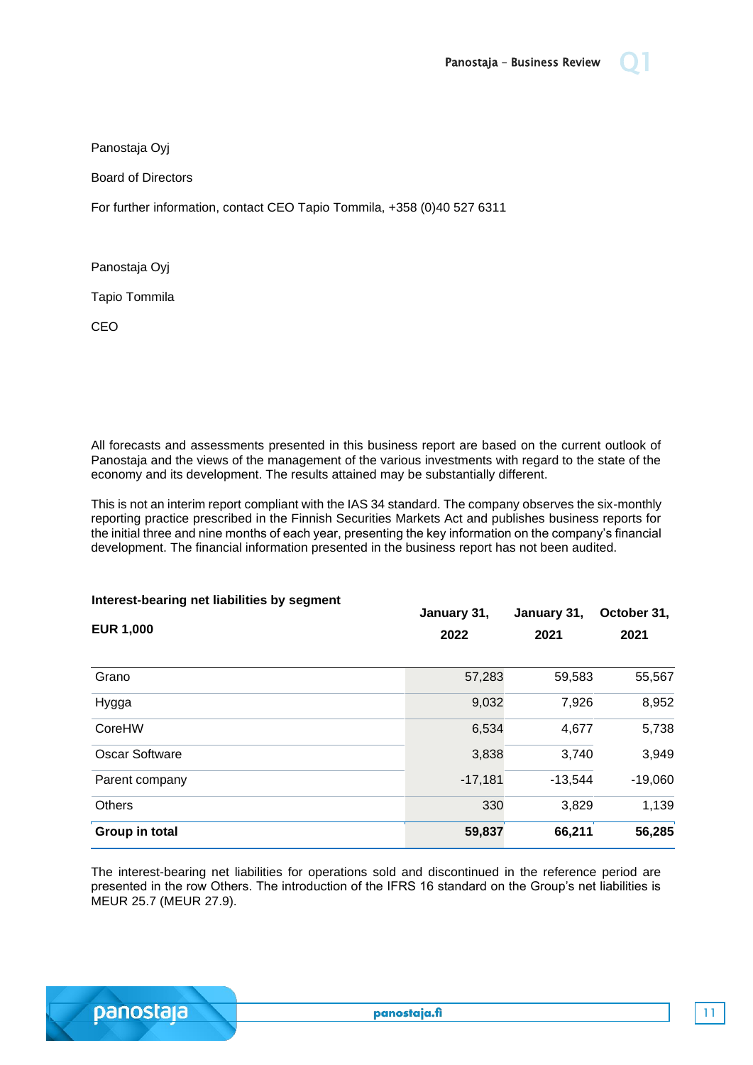Panostaja Oyj

Board of Directors

For further information, contact CEO Tapio Tommila, +358 (0)40 527 6311

Panostaja Oyj

Tapio Tommila

CEO

All forecasts and assessments presented in this business report are based on the current outlook of Panostaja and the views of the management of the various investments with regard to the state of the economy and its development. The results attained may be substantially different.

This is not an interim report compliant with the IAS 34 standard. The company observes the six-monthly reporting practice prescribed in the Finnish Securities Markets Act and publishes business reports for the initial three and nine months of each year, presenting the key information on the company's financial development. The financial information presented in the business report has not been audited.

**Interest-bearing net liabilities by segment**

| **EUR 1,000** | **January 31, 2022** | **January 31, 2021** | **October 31, 2021** |
|---|---|---|---|
| Grano | 57,283 | 59,583 | 55,567 |
| Hygga | 9,032 | 7,926 | 8,952 |
| CoreHW | 6,534 | 4,677 | 5,738 |
| Oscar Software | 3,838 | 3,740 | 3,949 |
| Parent company | -17,181 | -13,544 | -19,060 |
| Others | 330 | 3,829 | 1,139 |
| **Group in total** | **59,837** | **66,211** | **56,285** |

The interest-bearing net liabilities for operations sold and discontinued in the reference period are presented in the row Others. The introduction of the IFRS 16 standard on the Group's net liabilities is MEUR 25.7 (MEUR 27.9).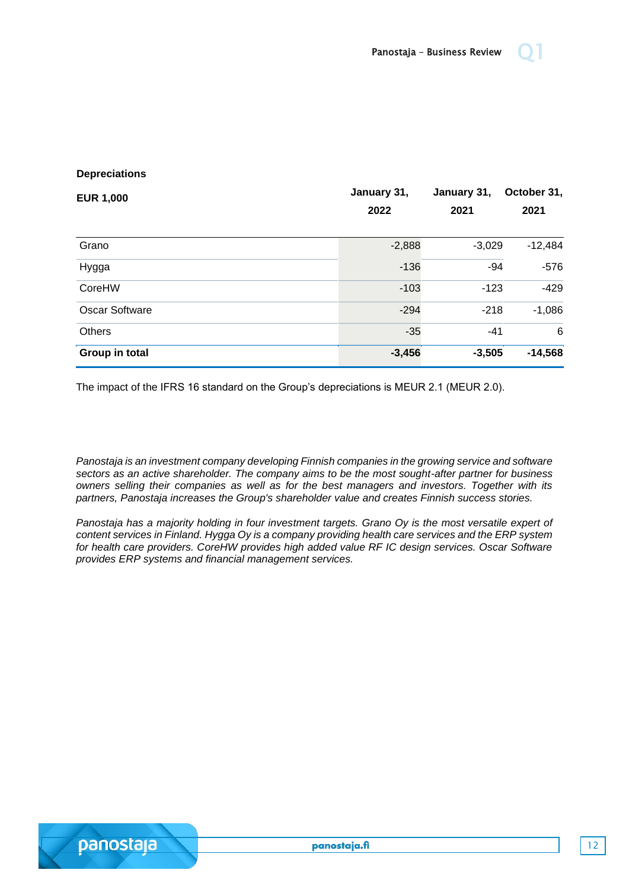**Depreciations**

| EUR 1,000 | January 31, 2022 | January 31, 2021 | October 31, 2021 |
|---|---|---|---|
| Grano | -2,888 | -3,029 | -12,484 |
| Hygga | -136 | -94 | -576 |
| CoreHW | -103 | -123 | -429 |
| Oscar Software | -294 | -218 | -1,086 |
| Others | -35 | -41 | 6 |
| **Group in total** | **-3,456** | **-3,505** | **-14,568** |

The impact of the IFRS 16 standard on the Group's depreciations is MEUR 2.1 (MEUR 2.0).

*Panostaja is an investment company developing Finnish companies in the growing service and software sectors as an active shareholder. The company aims to be the most sought-after partner for business owners selling their companies as well as for the best managers and investors. Together with its partners, Panostaja increases the Group's shareholder value and creates Finnish success stories.*

*Panostaja has a majority holding in four investment targets. Grano Oy is the most versatile expert of content services in Finland. Hygga Oy is a company providing health care services and the ERP system for health care providers. CoreHW provides high added value RF IC design services. Oscar Software provides ERP systems and financial management services.*